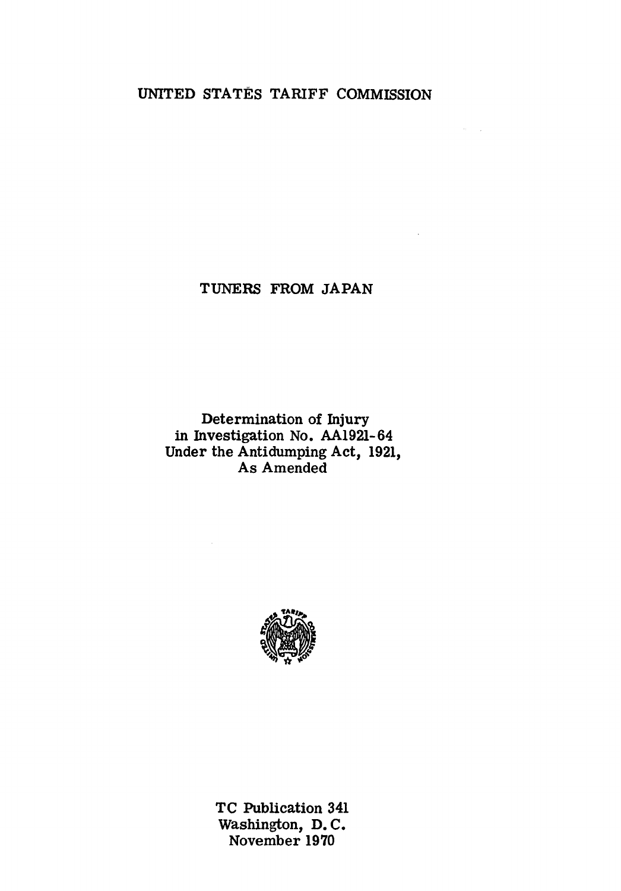UNITED STATES TARIFF COMMISSION

# TUNERS FROM JAPAN

Determination of Injury
in Investigation No. AA1921-64
Under the Antidumping Act, 1921,
As Amended

TC Publication 341
Washington, D. C.
November 1970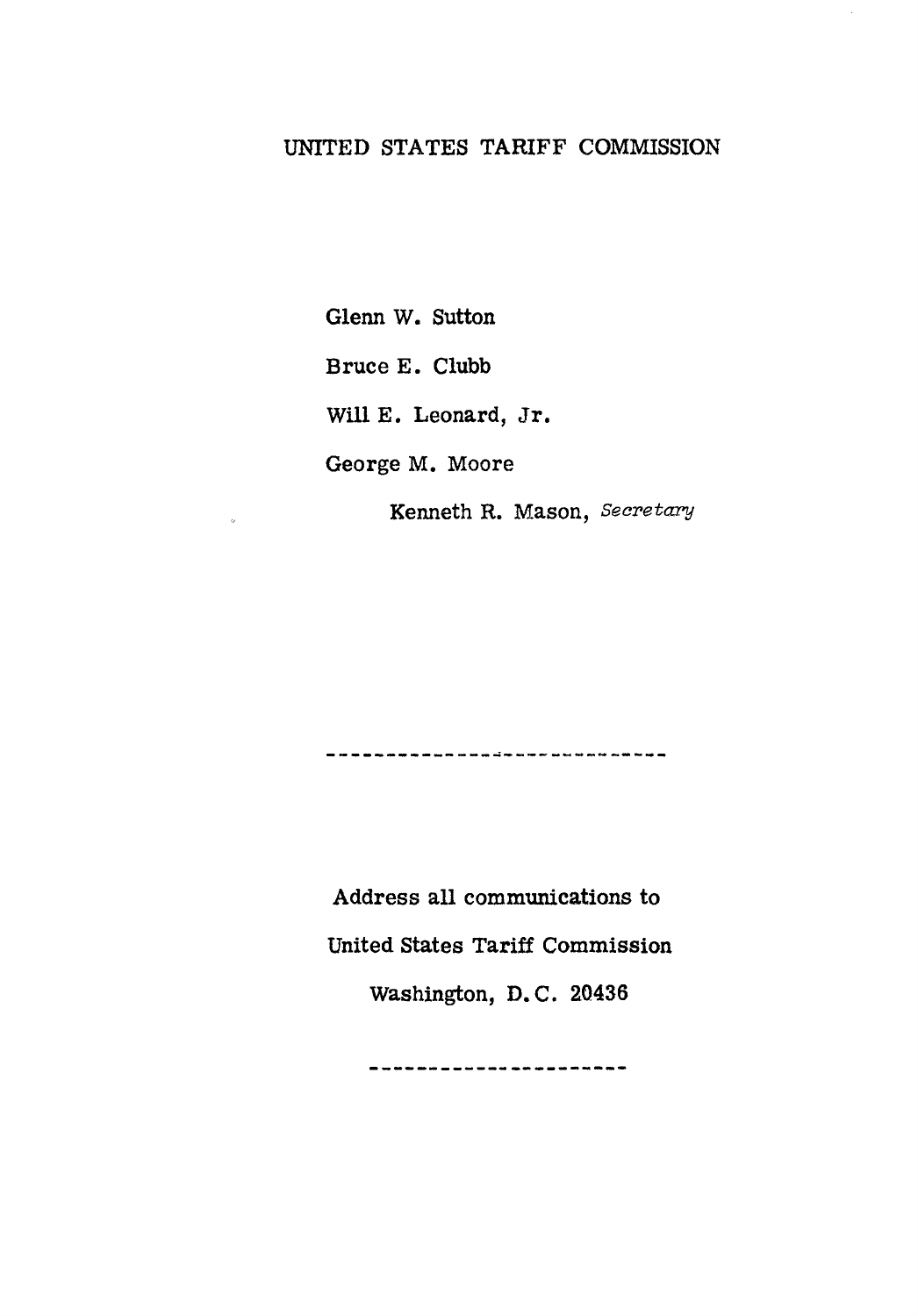UNITED STATES TARIFF COMMISSION

Glenn W. Sutton

Bruce E. Clubb

Will E. Leonard, Jr.

George M. Moore

Kenneth R. Mason, *Secretary*

------------------------------

Address all communications to

United States Tariff Commission

Washington, D. C. 20436

----------------------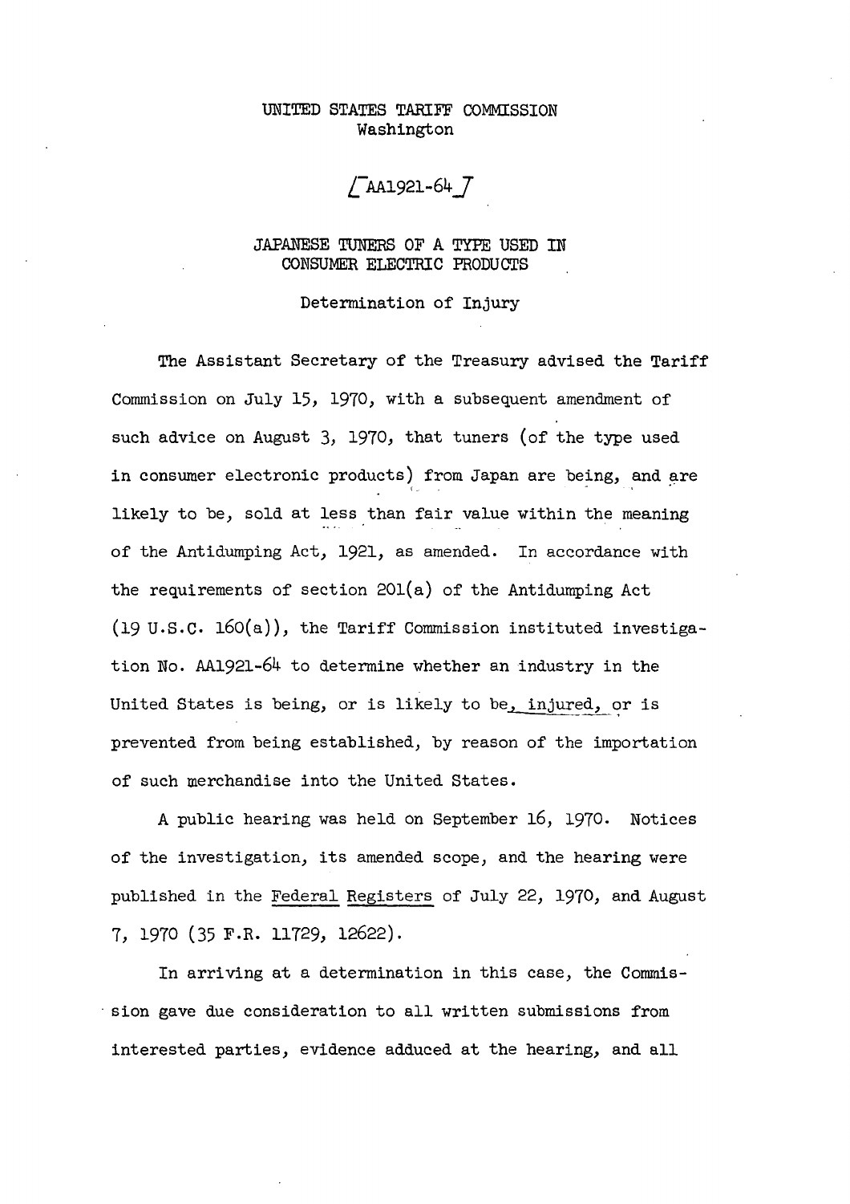UNITED STATES TARIFF COMMISSION
Washington

[AA1921-64]

JAPANESE TUNERS OF A TYPE USED IN
CONSUMER ELECTRIC PRODUCTS

Determination of Injury

The Assistant Secretary of the Treasury advised the Tariff Commission on July 15, 1970, with a subsequent amendment of such advice on August 3, 1970, that tuners (of the type used in consumer electronic products) from Japan are being, and are likely to be, sold at less than fair value within the meaning of the Antidumping Act, 1921, as amended. In accordance with the requirements of section 201(a) of the Antidumping Act (19 U.S.C. 160(a)), the Tariff Commission instituted investigation No. AA1921-64 to determine whether an industry in the United States is being, or is likely to be, injured, or is prevented from being established, by reason of the importation of such merchandise into the United States.

A public hearing was held on September 16, 1970. Notices of the investigation, its amended scope, and the hearing were published in the Federal Registers of July 22, 1970, and August 7, 1970 (35 F.R. 11729, 12622).

In arriving at a determination in this case, the Commission gave due consideration to all written submissions from interested parties, evidence adduced at the hearing, and all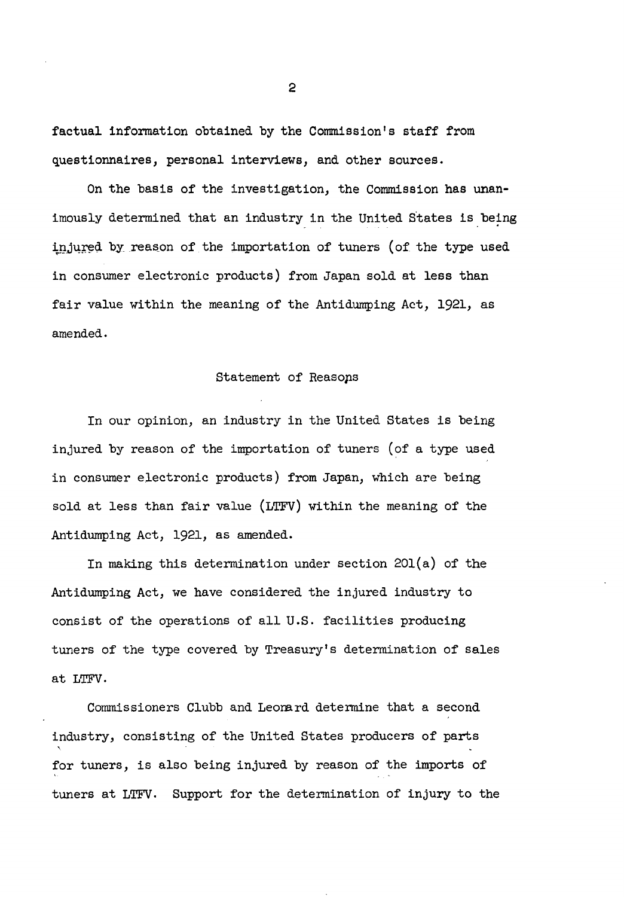factual information obtained by the Commission's staff from questionnaires, personal interviews, and other sources.

On the basis of the investigation, the Commission has unanimously determined that an industry in the United States is being injured by reason of the importation of tuners (of the type used in consumer electronic products) from Japan sold at less than fair value within the meaning of the Antidumping Act, 1921, as amended.

## Statement of Reasons

In our opinion, an industry in the United States is being injured by reason of the importation of tuners (of a type used in consumer electronic products) from Japan, which are being sold at less than fair value (LTFV) within the meaning of the Antidumping Act, 1921, as amended.

In making this determination under section 201(a) of the Antidumping Act, we have considered the injured industry to consist of the operations of all U.S. facilities producing tuners of the type covered by Treasury's determination of sales at LTFV.

Commissioners Clubb and Leonard determine that a second industry, consisting of the United States producers of parts for tuners, is also being injured by reason of the imports of tuners at LTFV. Support for the determination of injury to the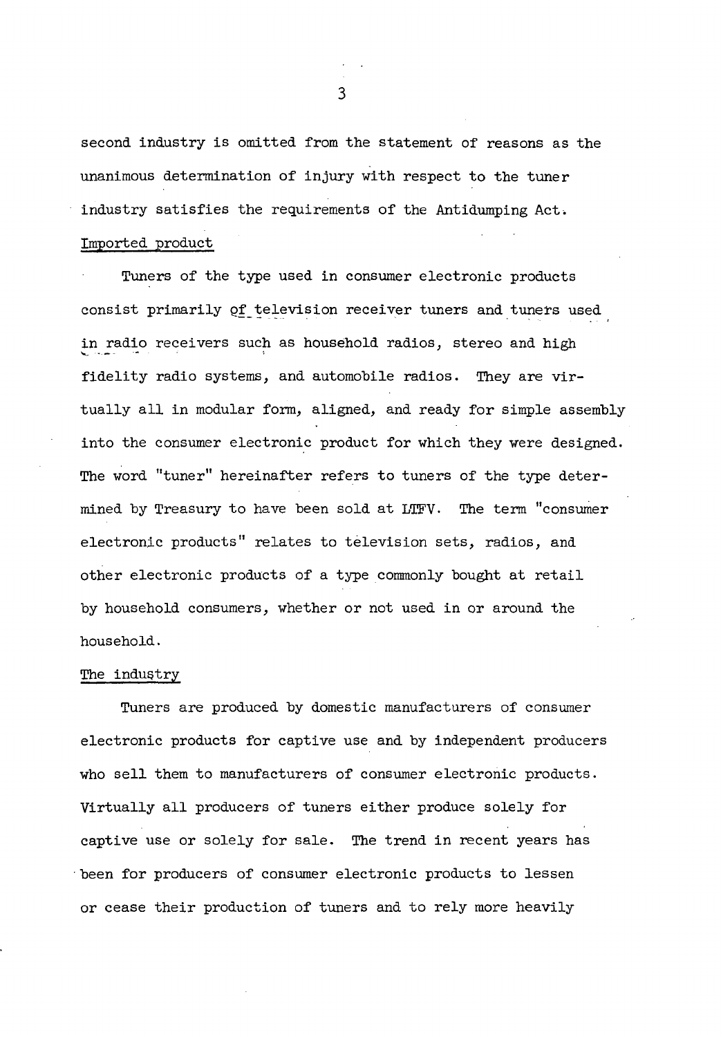second industry is omitted from the statement of reasons as the unanimous determination of injury with respect to the tuner industry satisfies the requirements of the Antidumping Act.

Imported product

Tuners of the type used in consumer electronic products consist primarily of television receiver tuners and tuners used in radio receivers such as household radios, stereo and high fidelity radio systems, and automobile radios. They are virtually all in modular form, aligned, and ready for simple assembly into the consumer electronic product for which they were designed. The word "tuner" hereinafter refers to tuners of the type determined by Treasury to have been sold at LTFV. The term "consumer electronic products" relates to television sets, radios, and other electronic products of a type commonly bought at retail by household consumers, whether or not used in or around the household.

The industry

Tuners are produced by domestic manufacturers of consumer electronic products for captive use and by independent producers who sell them to manufacturers of consumer electronic products. Virtually all producers of tuners either produce solely for captive use or solely for sale. The trend in recent years has been for producers of consumer electronic products to lessen or cease their production of tuners and to rely more heavily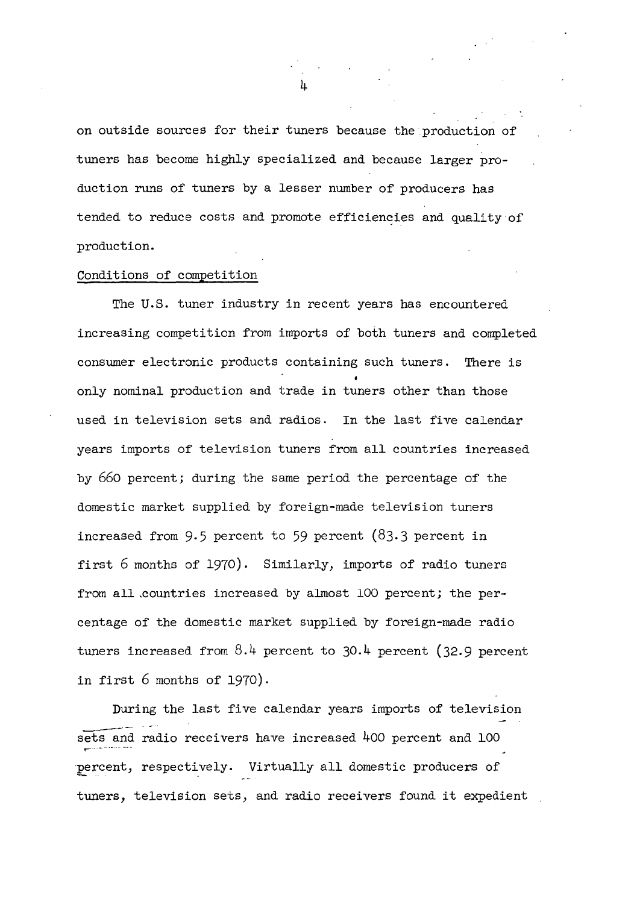on outside sources for their tuners because the production of tuners has become highly specialized and because larger production runs of tuners by a lesser number of producers has tended to reduce costs and promote efficiencies and quality of production.

Conditions of competition

The U.S. tuner industry in recent years has encountered increasing competition from imports of both tuners and completed consumer electronic products containing such tuners. There is only nominal production and trade in tuners other than those used in television sets and radios. In the last five calendar years imports of television tuners from all countries increased by 660 percent; during the same period the percentage of the domestic market supplied by foreign-made television tuners increased from 9.5 percent to 59 percent (83.3 percent in first 6 months of 1970). Similarly, imports of radio tuners from all countries increased by almost 100 percent; the percentage of the domestic market supplied by foreign-made radio tuners increased from 8.4 percent to 30.4 percent (32.9 percent in first 6 months of 1970).

During the last five calendar years imports of television sets and radio receivers have increased 400 percent and 100 percent, respectively. Virtually all domestic producers of tuners, television sets, and radio receivers found it expedient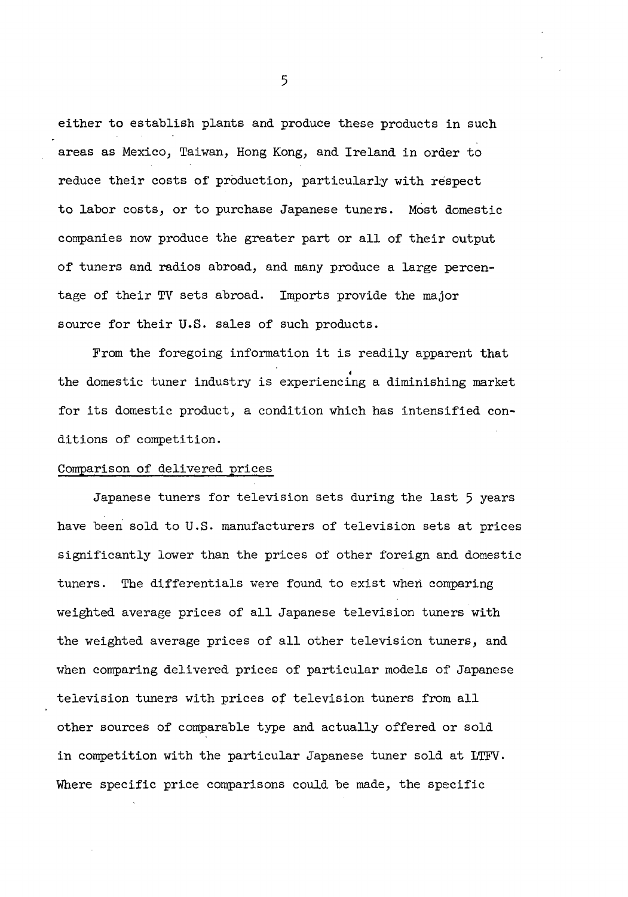either to establish plants and produce these products in such areas as Mexico, Taiwan, Hong Kong, and Ireland in order to reduce their costs of production, particularly with respect to labor costs, or to purchase Japanese tuners. Most domestic companies now produce the greater part or all of their output of tuners and radios abroad, and many produce a large percentage of their TV sets abroad. Imports provide the major source for their U.S. sales of such products.

From the foregoing information it is readily apparent that the domestic tuner industry is experiencing a diminishing market for its domestic product, a condition which has intensified conditions of competition.

Comparison of delivered prices

Japanese tuners for television sets during the last 5 years have been sold to U.S. manufacturers of television sets at prices significantly lower than the prices of other foreign and domestic tuners. The differentials were found to exist when comparing weighted average prices of all Japanese television tuners with the weighted average prices of all other television tuners, and when comparing delivered prices of particular models of Japanese television tuners with prices of television tuners from all other sources of comparable type and actually offered or sold in competition with the particular Japanese tuner sold at LTFV. Where specific price comparisons could be made, the specific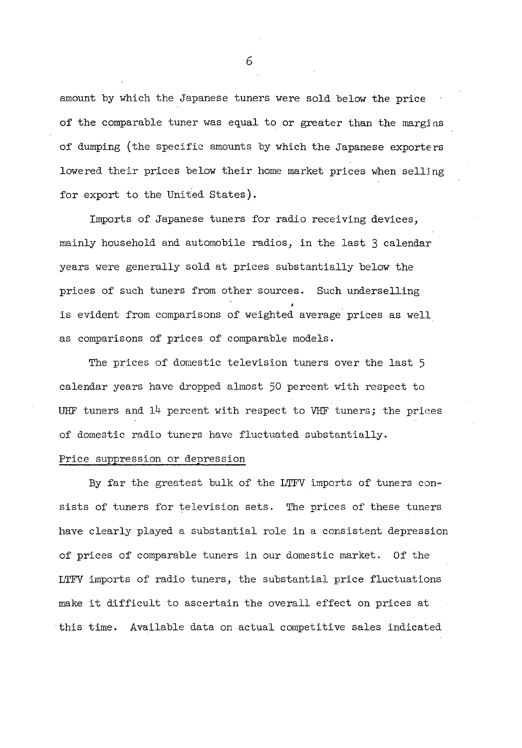amount by which the Japanese tuners were sold below the price of the comparable tuner was equal to or greater than the margins of dumping (the specific amounts by which the Japanese exporters lowered their prices below their home market prices when selling for export to the United States).

Imports of Japanese tuners for radio receiving devices, mainly household and automobile radios, in the last 3 calendar years were generally sold at prices substantially below the prices of such tuners from other sources. Such underselling is evident from comparisons of weighted average prices as well as comparisons of prices of comparable models.

The prices of domestic television tuners over the last 5 calendar years have dropped almost 50 percent with respect to UHF tuners and 14 percent with respect to VHF tuners; the prices of domestic radio tuners have fluctuated substantially.

Price suppression or depression

By far the greatest bulk of the LTFV imports of tuners consists of tuners for television sets. The prices of these tuners have clearly played a substantial role in a consistent depression of prices of comparable tuners in our domestic market. Of the LTFV imports of radio tuners, the substantial price fluctuations make it difficult to ascertain the overall effect on prices at this time. Available data on actual competitive sales indicated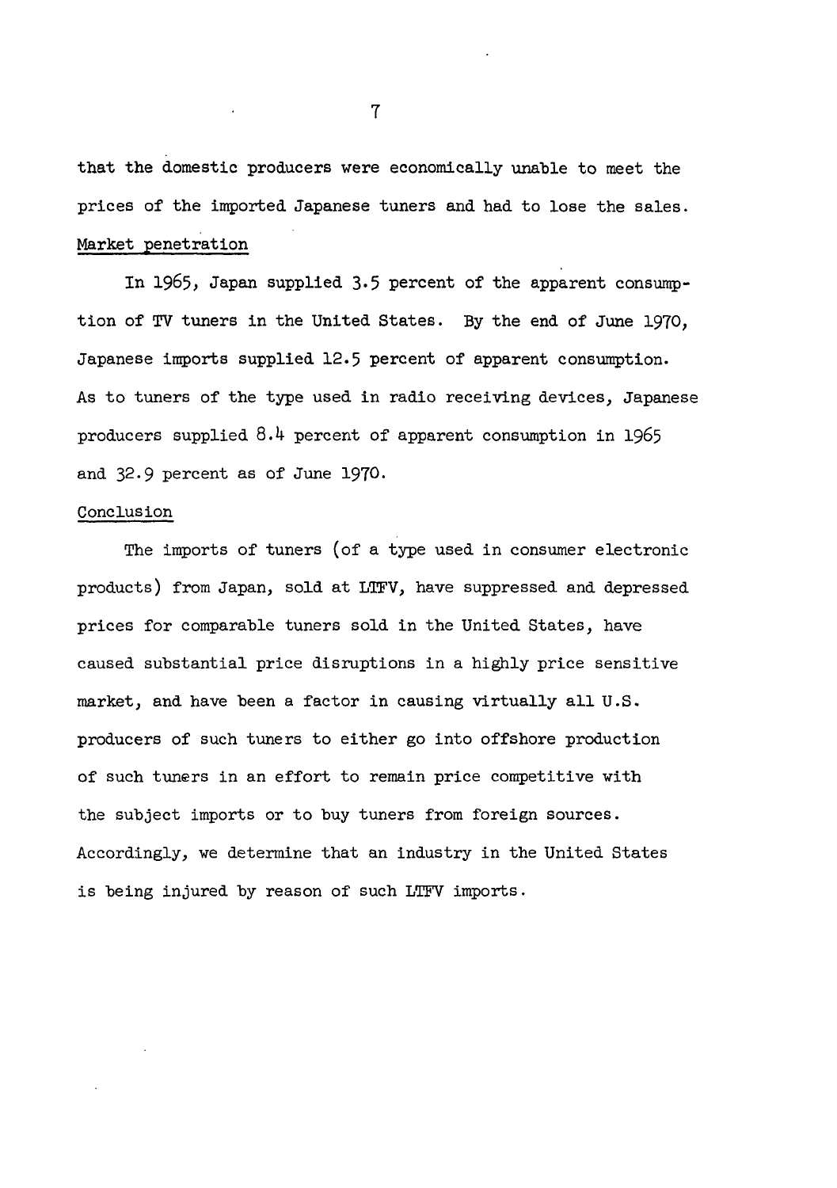that the domestic producers were economically unable to meet the prices of the imported Japanese tuners and had to lose the sales.

Market penetration

In 1965, Japan supplied 3.5 percent of the apparent consumption of TV tuners in the United States. By the end of June 1970, Japanese imports supplied 12.5 percent of apparent consumption. As to tuners of the type used in radio receiving devices, Japanese producers supplied 8.4 percent of apparent consumption in 1965 and 32.9 percent as of June 1970.

Conclusion

The imports of tuners (of a type used in consumer electronic products) from Japan, sold at LTFV, have suppressed and depressed prices for comparable tuners sold in the United States, have caused substantial price disruptions in a highly price sensitive market, and have been a factor in causing virtually all U.S. producers of such tuners to either go into offshore production of such tuners in an effort to remain price competitive with the subject imports or to buy tuners from foreign sources. Accordingly, we determine that an industry in the United States is being injured by reason of such LTFV imports.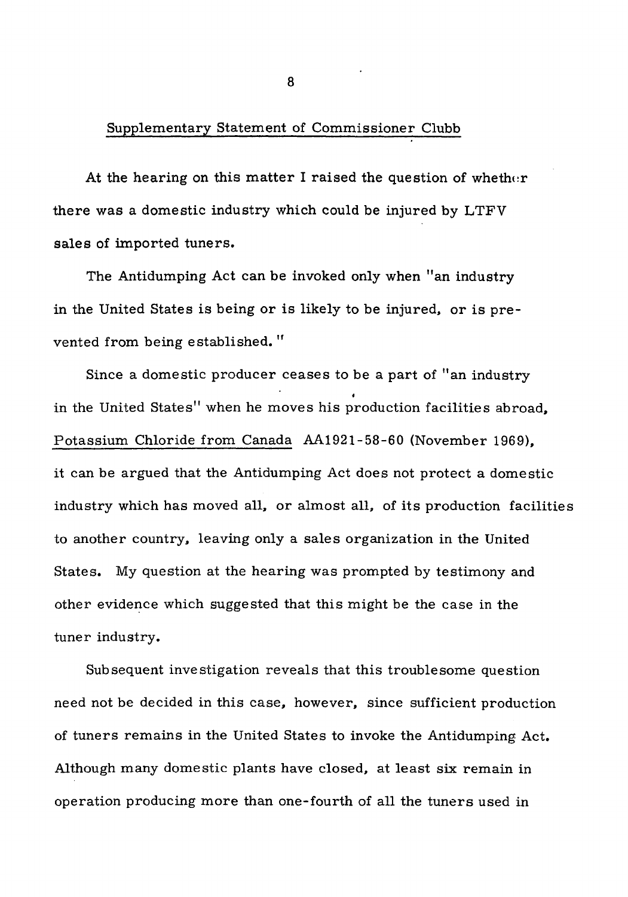Supplementary Statement of Commissioner Clubb

At the hearing on this matter I raised the question of whether there was a domestic industry which could be injured by LTFV sales of imported tuners.

The Antidumping Act can be invoked only when "an industry in the United States is being or is likely to be injured, or is prevented from being established."

Since a domestic producer ceases to be a part of "an industry in the United States" when he moves his production facilities abroad, Potassium Chloride from Canada AA1921-58-60 (November 1969), it can be argued that the Antidumping Act does not protect a domestic industry which has moved all, or almost all, of its production facilities to another country, leaving only a sales organization in the United States. My question at the hearing was prompted by testimony and other evidence which suggested that this might be the case in the tuner industry.

Subsequent investigation reveals that this troublesome question need not be decided in this case, however, since sufficient production of tuners remains in the United States to invoke the Antidumping Act. Although many domestic plants have closed, at least six remain in operation producing more than one-fourth of all the tuners used in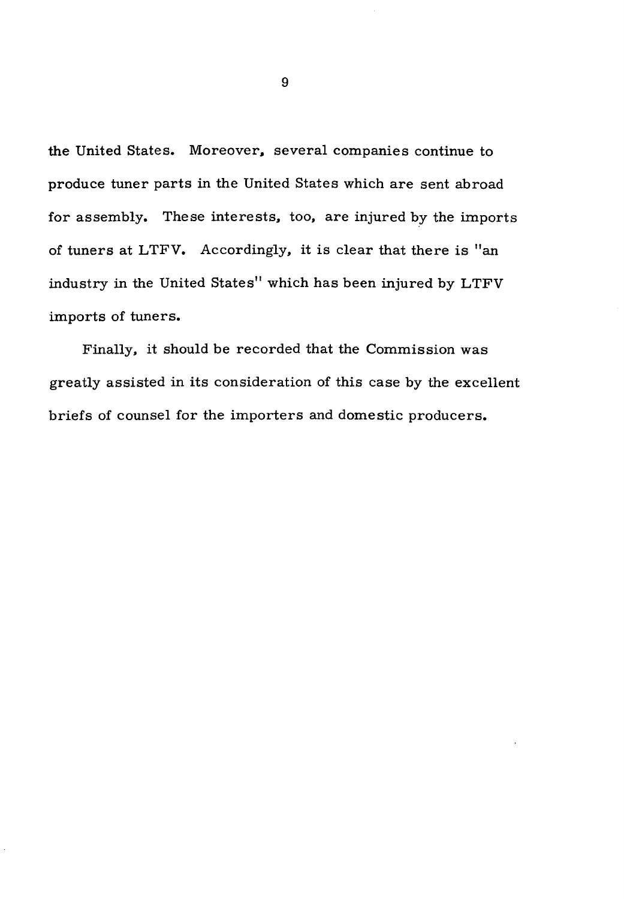the United States. Moreover, several companies continue to produce tuner parts in the United States which are sent abroad for assembly. These interests, too, are injured by the imports of tuners at LTFV. Accordingly, it is clear that there is "an industry in the United States" which has been injured by LTFV imports of tuners.

Finally, it should be recorded that the Commission was greatly assisted in its consideration of this case by the excellent briefs of counsel for the importers and domestic producers.